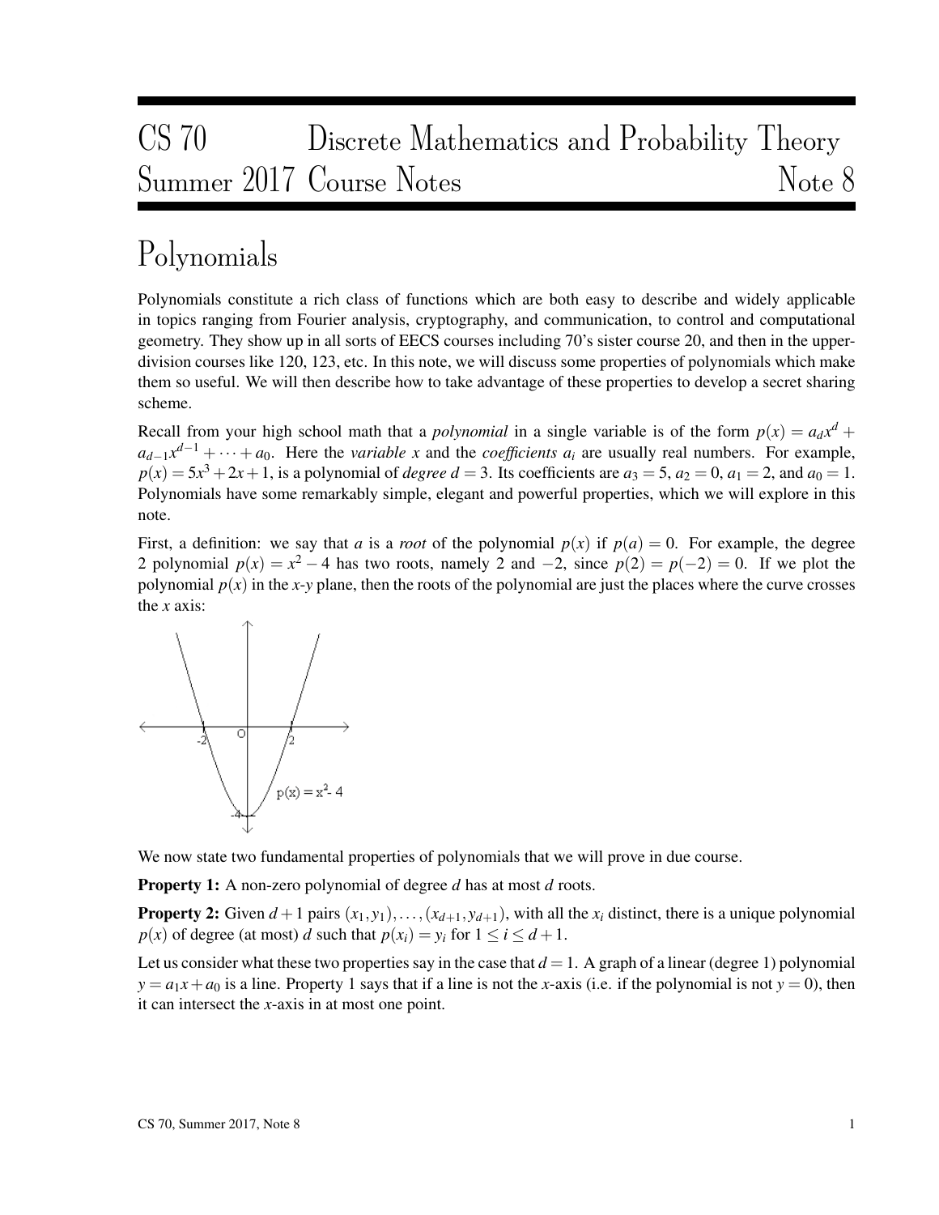CS 70 Discrete Mathematics and Probability Theory
Summer 2017 Course Notes Note 8

# Polynomials

Polynomials constitute a rich class of functions which are both easy to describe and widely applicable in topics ranging from Fourier analysis, cryptography, and communication, to control and computational geometry. They show up in all sorts of EECS courses including 70's sister course 20, and then in the upper-division courses like 120, 123, etc. In this note, we will discuss some properties of polynomials which make them so useful. We will then describe how to take advantage of these properties to develop a secret sharing scheme.

Recall from your high school math that a *polynomial* in a single variable is of the form $p(x) = a_d x^d + a_{d-1}x^{d-1} + \cdots + a_0$. Here the *variable* $x$ and the *coefficients* $a_i$ are usually real numbers. For example, $p(x) = 5x^3 + 2x + 1$, is a polynomial of *degree* $d = 3$. Its coefficients are $a_3 = 5$, $a_2 = 0$, $a_1 = 2$, and $a_0 = 1$. Polynomials have some remarkably simple, elegant and powerful properties, which we will explore in this note.

First, a definition: we say that $a$ is a *root* of the polynomial $p(x)$ if $p(a) = 0$. For example, the degree 2 polynomial $p(x) = x^2 - 4$ has two roots, namely 2 and $-2$, since $p(2) = p(-2) = 0$. If we plot the polynomial $p(x)$ in the $x$-$y$ plane, then the roots of the polynomial are just the places where the curve crosses the $x$ axis:

We now state two fundamental properties of polynomials that we will prove in due course.

**Property 1:** A non-zero polynomial of degree $d$ has at most $d$ roots.

**Property 2:** Given $d+1$ pairs $(x_1, y_1), \ldots, (x_{d+1}, y_{d+1})$, with all the $x_i$ distinct, there is a unique polynomial $p(x)$ of degree (at most) $d$ such that $p(x_i) = y_i$ for $1 \leq i \leq d+1$.

Let us consider what these two properties say in the case that $d = 1$. A graph of a linear (degree 1) polynomial $y = a_1 x + a_0$ is a line. Property 1 says that if a line is not the $x$-axis (i.e. if the polynomial is not $y = 0$), then it can intersect the $x$-axis in at most one point.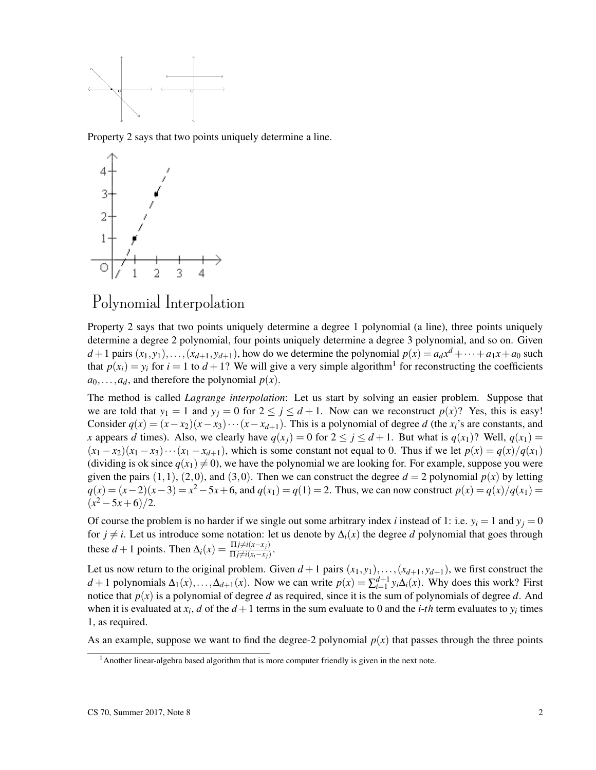Property 2 says that two points uniquely determine a line.

## Polynomial Interpolation

Property 2 says that two points uniquely determine a degree 1 polynomial (a line), three points uniquely determine a degree 2 polynomial, four points uniquely determine a degree 3 polynomial, and so on. Given $d+1$ pairs $(x_1, y_1), \ldots, (x_{d+1}, y_{d+1})$, how do we determine the polynomial $p(x) = a_d x^d + \cdots + a_1 x + a_0$ such that $p(x_i) = y_i$ for $i = 1$ to $d+1$? We will give a very simple algorithm[1] for reconstructing the coefficients $a_0, \ldots, a_d$, and therefore the polynomial $p(x)$.

The method is called *Lagrange interpolation*: Let us start by solving an easier problem. Suppose that we are told that $y_1 = 1$ and $y_j = 0$ for $2 \leq j \leq d+1$. Now can we reconstruct $p(x)$? Yes, this is easy! Consider $q(x) = (x - x_2)(x - x_3) \cdots (x - x_{d+1})$. This is a polynomial of degree $d$ (the $x_i$'s are constants, and $x$ appears $d$ times). Also, we clearly have $q(x_j) = 0$ for $2 \leq j \leq d+1$. But what is $q(x_1)$? Well, $q(x_1) = (x_1 - x_2)(x_1 - x_3) \cdots (x_1 - x_{d+1})$, which is some constant not equal to 0. Thus if we let $p(x) = q(x)/q(x_1)$ (dividing is ok since $q(x_1) \neq 0$), we have the polynomial we are looking for. For example, suppose you were given the pairs $(1,1)$, $(2,0)$, and $(3,0)$. Then we can construct the degree $d = 2$ polynomial $p(x)$ by letting $q(x) = (x-2)(x-3) = x^2 - 5x + 6$, and $q(x_1) = q(1) = 2$. Thus, we can now construct $p(x) = q(x)/q(x_1) = (x^2 - 5x + 6)/2$.

Of course the problem is no harder if we single out some arbitrary index $i$ instead of 1: i.e. $y_i = 1$ and $y_j = 0$ for $j \neq i$. Let us introduce some notation: let us denote by $\Delta_i(x)$ the degree $d$ polynomial that goes through these $d+1$ points. Then $\Delta_i(x) = \frac{\Pi_{j \neq i}(x - x_j)}{\Pi_{j \neq i}(x_i - x_j)}$.

Let us now return to the original problem. Given $d+1$ pairs $(x_1, y_1), \ldots, (x_{d+1}, y_{d+1})$, we first construct the $d+1$ polynomials $\Delta_1(x), \ldots, \Delta_{d+1}(x)$. Now we can write $p(x) = \sum_{i=1}^{d+1} y_i \Delta_i(x)$. Why does this work? First notice that $p(x)$ is a polynomial of degree $d$ as required, since it is the sum of polynomials of degree $d$. And when it is evaluated at $x_i$, $d$ of the $d+1$ terms in the sum evaluate to 0 and the *i-th* term evaluates to $y_i$ times 1, as required.

As an example, suppose we want to find the degree-2 polynomial $p(x)$ that passes through the three points

[1] Another linear-algebra based algorithm that is more computer friendly is given in the next note.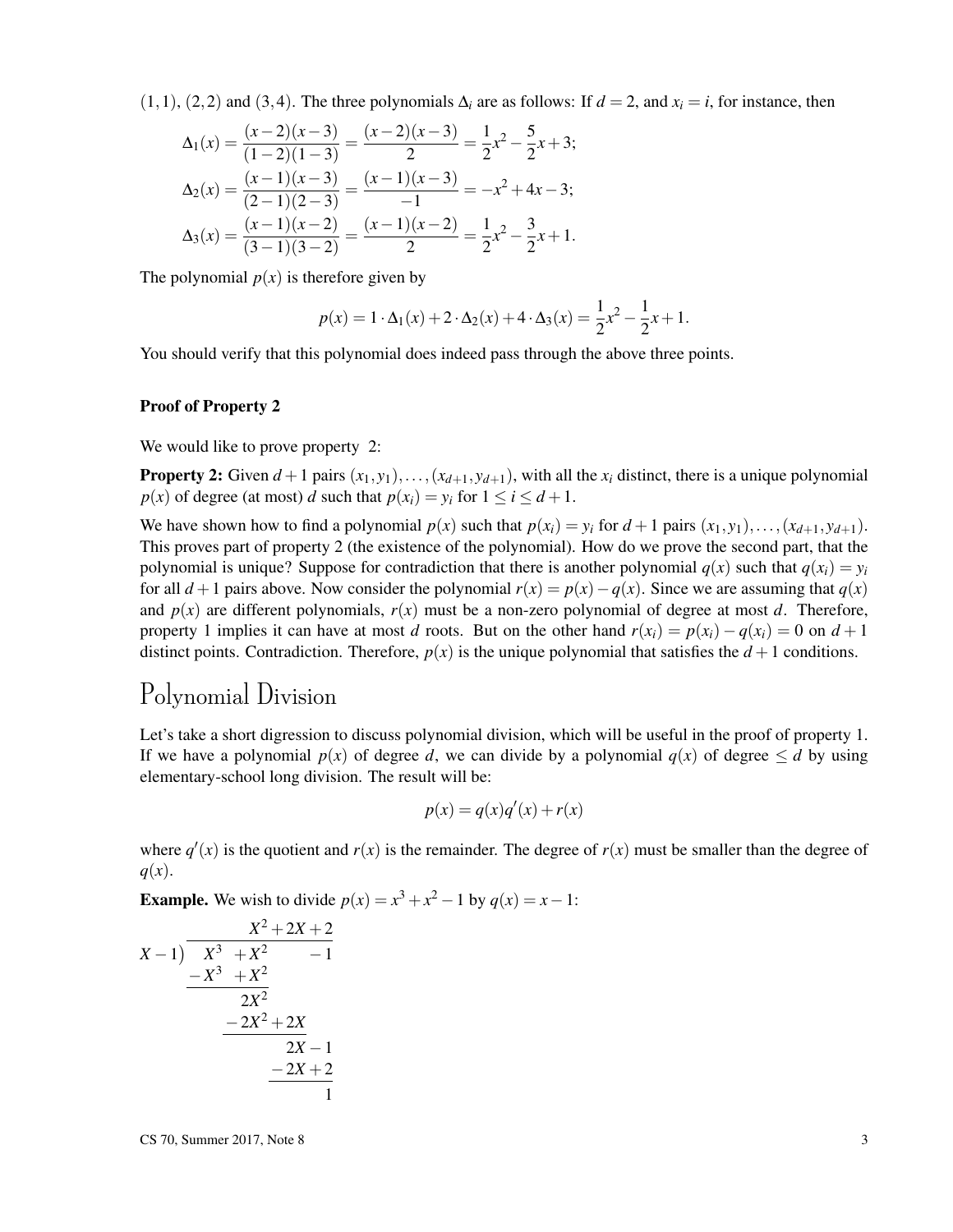$(1,1)$, $(2,2)$ and $(3,4)$. The three polynomials $\Delta_i$ are as follows: If $d = 2$, and $x_i = i$, for instance, then

$$\Delta_1(x) = \frac{(x-2)(x-3)}{(1-2)(1-3)} = \frac{(x-2)(x-3)}{2} = \frac{1}{2}x^2 - \frac{5}{2}x + 3;$$

$$\Delta_2(x) = \frac{(x-1)(x-3)}{(2-1)(2-3)} = \frac{(x-1)(x-3)}{-1} = -x^2 + 4x - 3;$$

$$\Delta_3(x) = \frac{(x-1)(x-2)}{(3-1)(3-2)} = \frac{(x-1)(x-2)}{2} = \frac{1}{2}x^2 - \frac{3}{2}x + 1.$$

The polynomial $p(x)$ is therefore given by

$$p(x) = 1 \cdot \Delta_1(x) + 2 \cdot \Delta_2(x) + 4 \cdot \Delta_3(x) = \frac{1}{2}x^2 - \frac{1}{2}x + 1.$$

You should verify that this polynomial does indeed pass through the above three points.

### Proof of Property 2

We would like to prove property 2:

**Property 2:** Given $d+1$ pairs $(x_1, y_1), \ldots, (x_{d+1}, y_{d+1})$, with all the $x_i$ distinct, there is a unique polynomial $p(x)$ of degree (at most) $d$ such that $p(x_i) = y_i$ for $1 \le i \le d+1$.

We have shown how to find a polynomial $p(x)$ such that $p(x_i) = y_i$ for $d+1$ pairs $(x_1, y_1), \ldots, (x_{d+1}, y_{d+1})$. This proves part of property 2 (the existence of the polynomial). How do we prove the second part, that the polynomial is unique? Suppose for contradiction that there is another polynomial $q(x)$ such that $q(x_i) = y_i$ for all $d+1$ pairs above. Now consider the polynomial $r(x) = p(x) - q(x)$. Since we are assuming that $q(x)$ and $p(x)$ are different polynomials, $r(x)$ must be a non-zero polynomial of degree at most $d$. Therefore, property 1 implies it can have at most $d$ roots. But on the other hand $r(x_i) = p(x_i) - q(x_i) = 0$ on $d+1$ distinct points. Contradiction. Therefore, $p(x)$ is the unique polynomial that satisfies the $d+1$ conditions.

## Polynomial Division

Let's take a short digression to discuss polynomial division, which will be useful in the proof of property 1. If we have a polynomial $p(x)$ of degree $d$, we can divide by a polynomial $q(x)$ of degree $\le d$ by using elementary-school long division. The result will be:

$$p(x) = q(x)q'(x) + r(x)$$

where $q'(x)$ is the quotient and $r(x)$ is the remainder. The degree of $r(x)$ must be smaller than the degree of $q(x)$.

**Example.** We wish to divide $p(x) = x^3 + x^2 - 1$ by $q(x) = x - 1$:

$$
\begin{array}{r|l}
 & X^2 + 2X + 2 \\
\hline
X - 1 & X^3 + X^2 \quad\quad - 1 \\
 & \underline{-X^3 + X^2} \\
 & \quad 2X^2 \\
 & \quad \underline{-2X^2 + 2X} \\
 & \quad\quad 2X - 1 \\
 & \quad\quad \underline{-2X + 2} \\
 & \quad\quad\quad 1
\end{array}
$$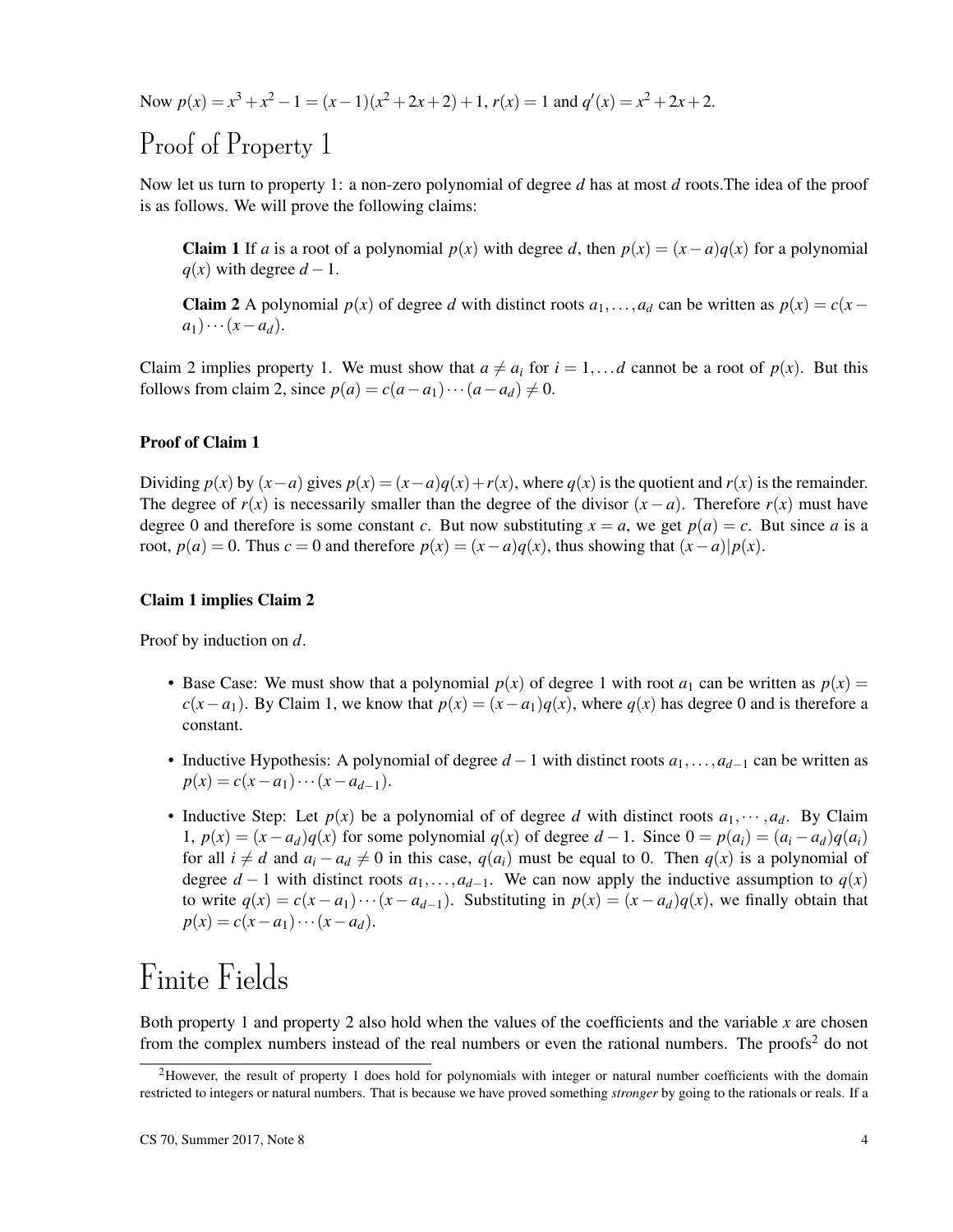Now $p(x) = x^3 + x^2 - 1 = (x-1)(x^2+2x+2)+1$, $r(x) = 1$ and $q'(x) = x^2+2x+2$.

# Proof of Property 1

Now let us turn to property 1: a non-zero polynomial of degree $d$ has at most $d$ roots.The idea of the proof is as follows. We will prove the following claims:

> **Claim 1** If $a$ is a root of a polynomial $p(x)$ with degree $d$, then $p(x) = (x-a)q(x)$ for a polynomial $q(x)$ with degree $d-1$.
>
> **Claim 2** A polynomial $p(x)$ of degree $d$ with distinct roots $a_1, \ldots, a_d$ can be written as $p(x) = c(x - a_1)\cdots(x-a_d)$.

Claim 2 implies property 1. We must show that $a \neq a_i$ for $i = 1, \ldots d$ cannot be a root of $p(x)$. But this follows from claim 2, since $p(a) = c(a-a_1)\cdots(a-a_d) \neq 0$.

### Proof of Claim 1

Dividing $p(x)$ by $(x-a)$ gives $p(x) = (x-a)q(x) + r(x)$, where $q(x)$ is the quotient and $r(x)$ is the remainder. The degree of $r(x)$ is necessarily smaller than the degree of the divisor $(x-a)$. Therefore $r(x)$ must have degree 0 and therefore is some constant $c$. But now substituting $x = a$, we get $p(a) = c$. But since $a$ is a root, $p(a) = 0$. Thus $c = 0$ and therefore $p(x) = (x-a)q(x)$, thus showing that $(x-a)|p(x)$.

### Claim 1 implies Claim 2

Proof by induction on $d$.

- Base Case: We must show that a polynomial $p(x)$ of degree 1 with root $a_1$ can be written as $p(x) = c(x-a_1)$. By Claim 1, we know that $p(x) = (x-a_1)q(x)$, where $q(x)$ has degree 0 and is therefore a constant.
- Inductive Hypothesis: A polynomial of degree $d-1$ with distinct roots $a_1, \ldots, a_{d-1}$ can be written as $p(x) = c(x-a_1)\cdots(x-a_{d-1})$.
- Inductive Step: Let $p(x)$ be a polynomial of of degree $d$ with distinct roots $a_1, \cdots, a_d$. By Claim 1, $p(x) = (x-a_d)q(x)$ for some polynomial $q(x)$ of degree $d-1$. Since $0 = p(a_i) = (a_i - a_d)q(a_i)$ for all $i \neq d$ and $a_i - a_d \neq 0$ in this case, $q(a_i)$ must be equal to 0. Then $q(x)$ is a polynomial of degree $d-1$ with distinct roots $a_1, \ldots, a_{d-1}$. We can now apply the inductive assumption to $q(x)$ to write $q(x) = c(x-a_1)\cdots(x-a_{d-1})$. Substituting in $p(x) = (x-a_d)q(x)$, we finally obtain that $p(x) = c(x-a_1)\cdots(x-a_d)$.

# Finite Fields

Both property 1 and property 2 also hold when the values of the coefficients and the variable $x$ are chosen from the complex numbers instead of the real numbers or even the rational numbers. The proofs[2] do not

[2] However, the result of property 1 does hold for polynomials with integer or natural number coefficients with the domain restricted to integers or natural numbers. That is because we have proved something *stronger* by going to the rationals or reals. If a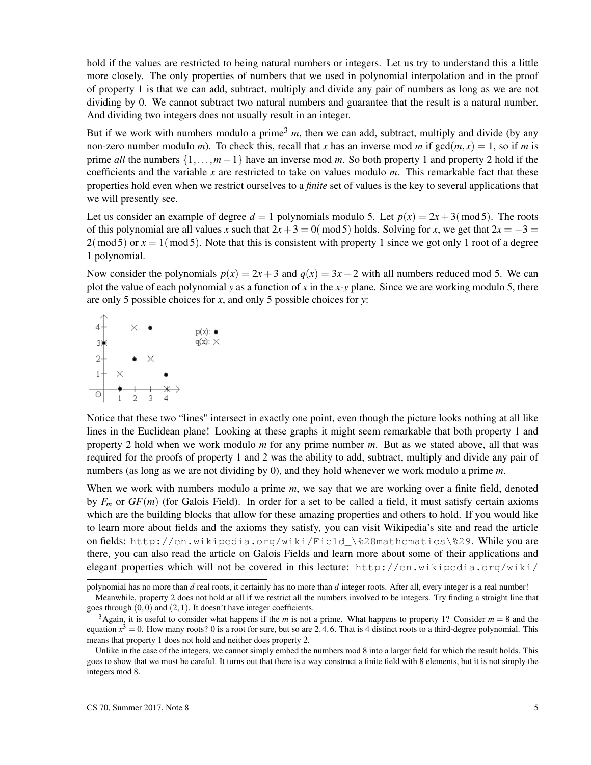hold if the values are restricted to being natural numbers or integers. Let us try to understand this a little more closely. The only properties of numbers that we used in polynomial interpolation and in the proof of property 1 is that we can add, subtract, multiply and divide any pair of numbers as long as we are not dividing by 0. We cannot subtract two natural numbers and guarantee that the result is a natural number. And dividing two integers does not usually result in an integer.

But if we work with numbers modulo a prime[3] $m$, then we can add, subtract, multiply and divide (by any non-zero number modulo $m$). To check this, recall that $x$ has an inverse mod $m$ if $\gcd(m,x) = 1$, so if $m$ is prime *all* the numbers $\{1,\ldots,m-1\}$ have an inverse mod $m$. So both property 1 and property 2 hold if the coefficients and the variable $x$ are restricted to take on values modulo $m$. This remarkable fact that these properties hold even when we restrict ourselves to a *finite* set of values is the key to several applications that we will presently see.

Let us consider an example of degree $d = 1$ polynomials modulo 5. Let $p(x) = 2x+3 \pmod 5$. The roots of this polynomial are all values $x$ such that $2x+3 = 0 \pmod 5$ holds. Solving for $x$, we get that $2x = -3 = 2 \pmod 5$ or $x = 1 \pmod 5$. Note that this is consistent with property 1 since we got only 1 root of a degree 1 polynomial.

Now consider the polynomials $p(x) = 2x+3$ and $q(x) = 3x-2$ with all numbers reduced mod 5. We can plot the value of each polynomial $y$ as a function of $x$ in the $x$-$y$ plane. Since we are working modulo 5, there are only 5 possible choices for $x$, and only 5 possible choices for $y$:

Notice that these two "lines" intersect in exactly one point, even though the picture looks nothing at all like lines in the Euclidean plane! Looking at these graphs it might seem remarkable that both property 1 and property 2 hold when we work modulo $m$ for any prime number $m$. But as we stated above, all that was required for the proofs of property 1 and 2 was the ability to add, subtract, multiply and divide any pair of numbers (as long as we are not dividing by 0), and they hold whenever we work modulo a prime $m$.

When we work with numbers modulo a prime $m$, we say that we are working over a finite field, denoted by $F_m$ or $GF(m)$ (for Galois Field). In order for a set to be called a field, it must satisfy certain axioms which are the building blocks that allow for these amazing properties and others to hold. If you would like to learn more about fields and the axioms they satisfy, you can visit Wikipedia's site and read the article on fields: http://en.wikipedia.org/wiki/Field_\%28mathematics\%29. While you are there, you can also read the article on Galois Fields and learn more about some of their applications and elegant properties which will not be covered in this lecture: http://en.wikipedia.org/wiki/

---

polynomial has no more than $d$ real roots, it certainly has no more than $d$ integer roots. After all, every integer is a real number!

Meanwhile, property 2 does not hold at all if we restrict all the numbers involved to be integers. Try finding a straight line that goes through $(0,0)$ and $(2,1)$. It doesn't have integer coefficients.

[3]Again, it is useful to consider what happens if the $m$ is not a prime. What happens to property 1? Consider $m = 8$ and the equation $x^3 = 0$. How many roots? 0 is a root for sure, but so are 2, 4, 6. That is 4 distinct roots to a third-degree polynomial. This means that property 1 does not hold and neither does property 2.

Unlike in the case of the integers, we cannot simply embed the numbers mod 8 into a larger field for which the result holds. This goes to show that we must be careful. It turns out that there is a way construct a finite field with 8 elements, but it is not simply the integers mod 8.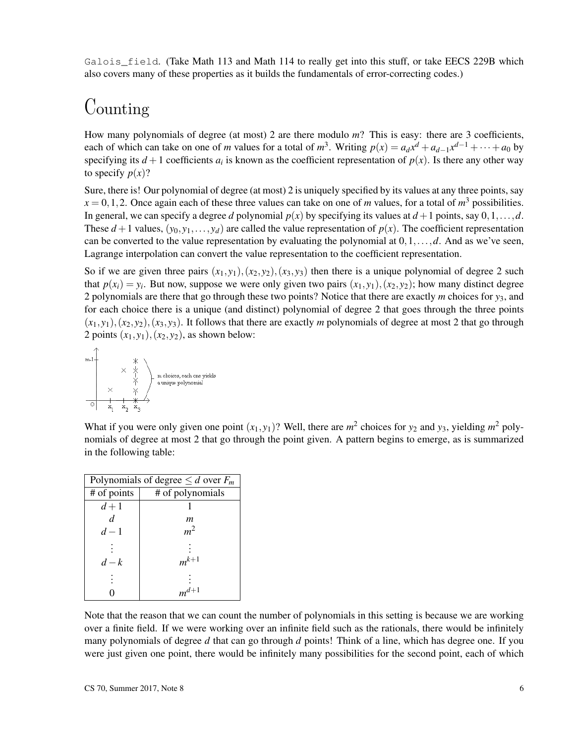Galois_field. (Take Math 113 and Math 114 to really get into this stuff, or take EECS 229B which also covers many of these properties as it builds the fundamentals of error-correcting codes.)

# Counting

How many polynomials of degree (at most) 2 are there modulo $m$? This is easy: there are 3 coefficients, each of which can take on one of $m$ values for a total of $m^3$. Writing $p(x) = a_d x^d + a_{d-1}x^{d-1} + \cdots + a_0$ by specifying its $d+1$ coefficients $a_i$ is known as the coefficient representation of $p(x)$. Is there any other way to specify $p(x)$?

Sure, there is! Our polynomial of degree (at most) 2 is uniquely specified by its values at any three points, say $x = 0,1,2$. Once again each of these three values can take on one of $m$ values, for a total of $m^3$ possibilities. In general, we can specify a degree $d$ polynomial $p(x)$ by specifying its values at $d+1$ points, say $0,1,\ldots,d$. These $d+1$ values, $(y_0, y_1, \ldots, y_d)$ are called the value representation of $p(x)$. The coefficient representation can be converted to the value representation by evaluating the polynomial at $0,1,\ldots,d$. And as we've seen, Lagrange interpolation can convert the value representation to the coefficient representation.

So if we are given three pairs $(x_1,y_1),(x_2,y_2),(x_3,y_3)$ then there is a unique polynomial of degree 2 such that $p(x_i) = y_i$. But now, suppose we were only given two pairs $(x_1,y_1),(x_2,y_2)$; how many distinct degree 2 polynomials are there that go through these two points? Notice that there are exactly $m$ choices for $y_3$, and for each choice there is a unique (and distinct) polynomial of degree 2 that goes through the three points $(x_1,y_1),(x_2,y_2),(x_3,y_3)$. It follows that there are exactly $m$ polynomials of degree at most 2 that go through 2 points $(x_1,y_1),(x_2,y_2)$, as shown below:

What if you were only given one point $(x_1,y_1)$? Well, there are $m^2$ choices for $y_2$ and $y_3$, yielding $m^2$ polynomials of degree at most 2 that go through the point given. A pattern begins to emerge, as is summarized in the following table:

| Polynomials of degree $\le d$ over $F_m$ | |
|---|---|
| # of points | # of polynomials |
| $d+1$ | 1 |
| $d$ | $m$ |
| $d-1$ | $m^2$ |
| $\vdots$ | $\vdots$ |
| $d-k$ | $m^{k+1}$ |
| $\vdots$ | $\vdots$ |
| 0 | $m^{d+1}$ |

Note that the reason that we can count the number of polynomials in this setting is because we are working over a finite field. If we were working over an infinite field such as the rationals, there would be infinitely many polynomials of degree $d$ that can go through $d$ points! Think of a line, which has degree one. If you were just given one point, there would be infinitely many possibilities for the second point, each of which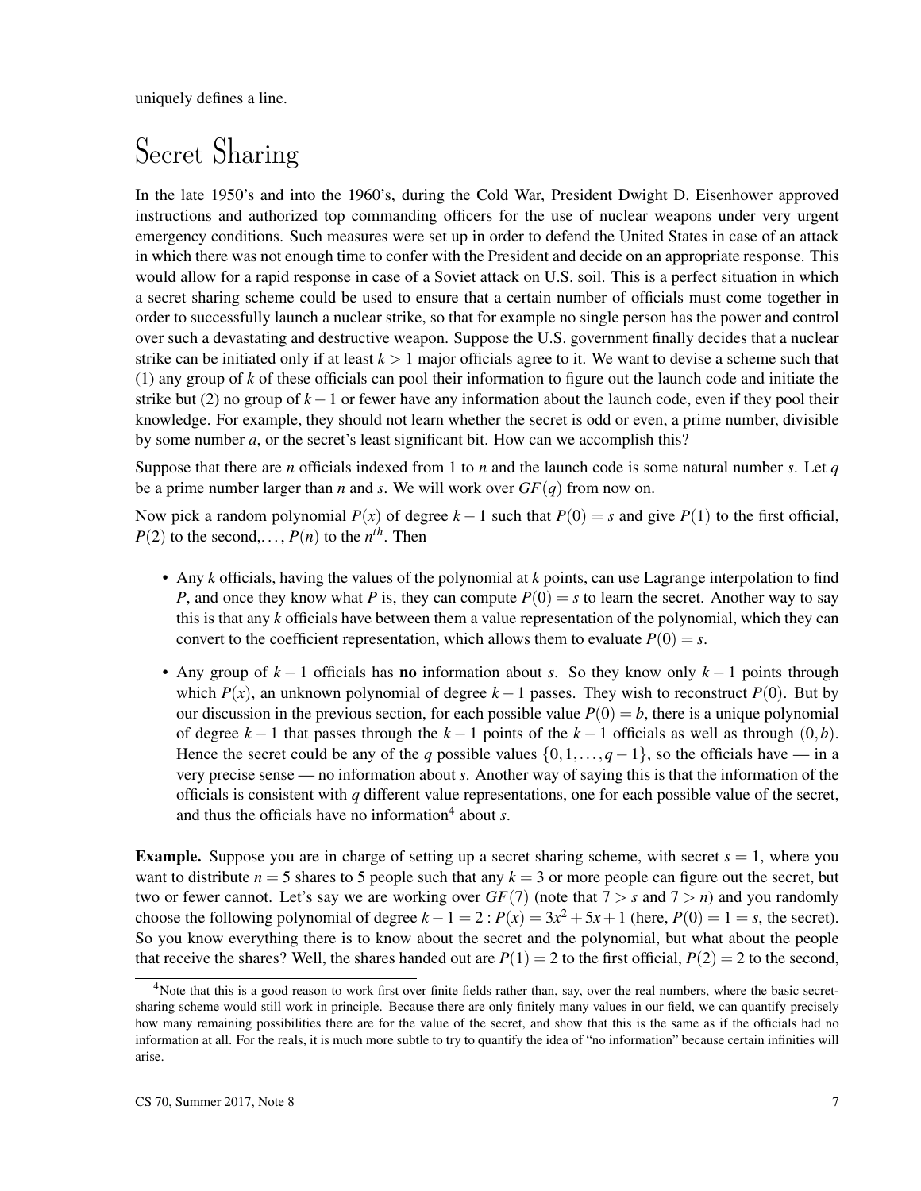uniquely defines a line.

# Secret Sharing

In the late 1950's and into the 1960's, during the Cold War, President Dwight D. Eisenhower approved instructions and authorized top commanding officers for the use of nuclear weapons under very urgent emergency conditions. Such measures were set up in order to defend the United States in case of an attack in which there was not enough time to confer with the President and decide on an appropriate response. This would allow for a rapid response in case of a Soviet attack on U.S. soil. This is a perfect situation in which a secret sharing scheme could be used to ensure that a certain number of officials must come together in order to successfully launch a nuclear strike, so that for example no single person has the power and control over such a devastating and destructive weapon. Suppose the U.S. government finally decides that a nuclear strike can be initiated only if at least $k > 1$ major officials agree to it. We want to devise a scheme such that (1) any group of $k$ of these officials can pool their information to figure out the launch code and initiate the strike but (2) no group of $k-1$ or fewer have any information about the launch code, even if they pool their knowledge. For example, they should not learn whether the secret is odd or even, a prime number, divisible by some number $a$, or the secret's least significant bit. How can we accomplish this?

Suppose that there are $n$ officials indexed from 1 to $n$ and the launch code is some natural number $s$. Let $q$ be a prime number larger than $n$ and $s$. We will work over $GF(q)$ from now on.

Now pick a random polynomial $P(x)$ of degree $k-1$ such that $P(0) = s$ and give $P(1)$ to the first official, $P(2)$ to the second,..., $P(n)$ to the $n^{th}$. Then

- Any $k$ officials, having the values of the polynomial at $k$ points, can use Lagrange interpolation to find $P$, and once they know what $P$ is, they can compute $P(0) = s$ to learn the secret. Another way to say this is that any $k$ officials have between them a value representation of the polynomial, which they can convert to the coefficient representation, which allows them to evaluate $P(0) = s$.
- Any group of $k-1$ officials has **no** information about $s$. So they know only $k-1$ points through which $P(x)$, an unknown polynomial of degree $k-1$ passes. They wish to reconstruct $P(0)$. But by our discussion in the previous section, for each possible value $P(0) = b$, there is a unique polynomial of degree $k-1$ that passes through the $k-1$ points of the $k-1$ officials as well as through $(0, b)$. Hence the secret could be any of the $q$ possible values $\{0, 1, \ldots, q-1\}$, so the officials have — in a very precise sense — no information about $s$. Another way of saying this is that the information of the officials is consistent with $q$ different value representations, one for each possible value of the secret, and thus the officials have no information[4] about $s$.

**Example.** Suppose you are in charge of setting up a secret sharing scheme, with secret $s = 1$, where you want to distribute $n = 5$ shares to 5 people such that any $k = 3$ or more people can figure out the secret, but two or fewer cannot. Let's say we are working over $GF(7)$ (note that $7 > s$ and $7 > n$) and you randomly choose the following polynomial of degree $k-1 = 2$ : $P(x) = 3x^2 + 5x + 1$ (here, $P(0) = 1 = s$, the secret). So you know everything there is to know about the secret and the polynomial, but what about the people that receive the shares? Well, the shares handed out are $P(1) = 2$ to the first official, $P(2) = 2$ to the second,

[4] Note that this is a good reason to work first over finite fields rather than, say, over the real numbers, where the basic secret-sharing scheme would still work in principle. Because there are only finitely many values in our field, we can quantify precisely how many remaining possibilities there are for the value of the secret, and show that this is the same as if the officials had no information at all. For the reals, it is much more subtle to try to quantify the idea of "no information" because certain infinities will arise.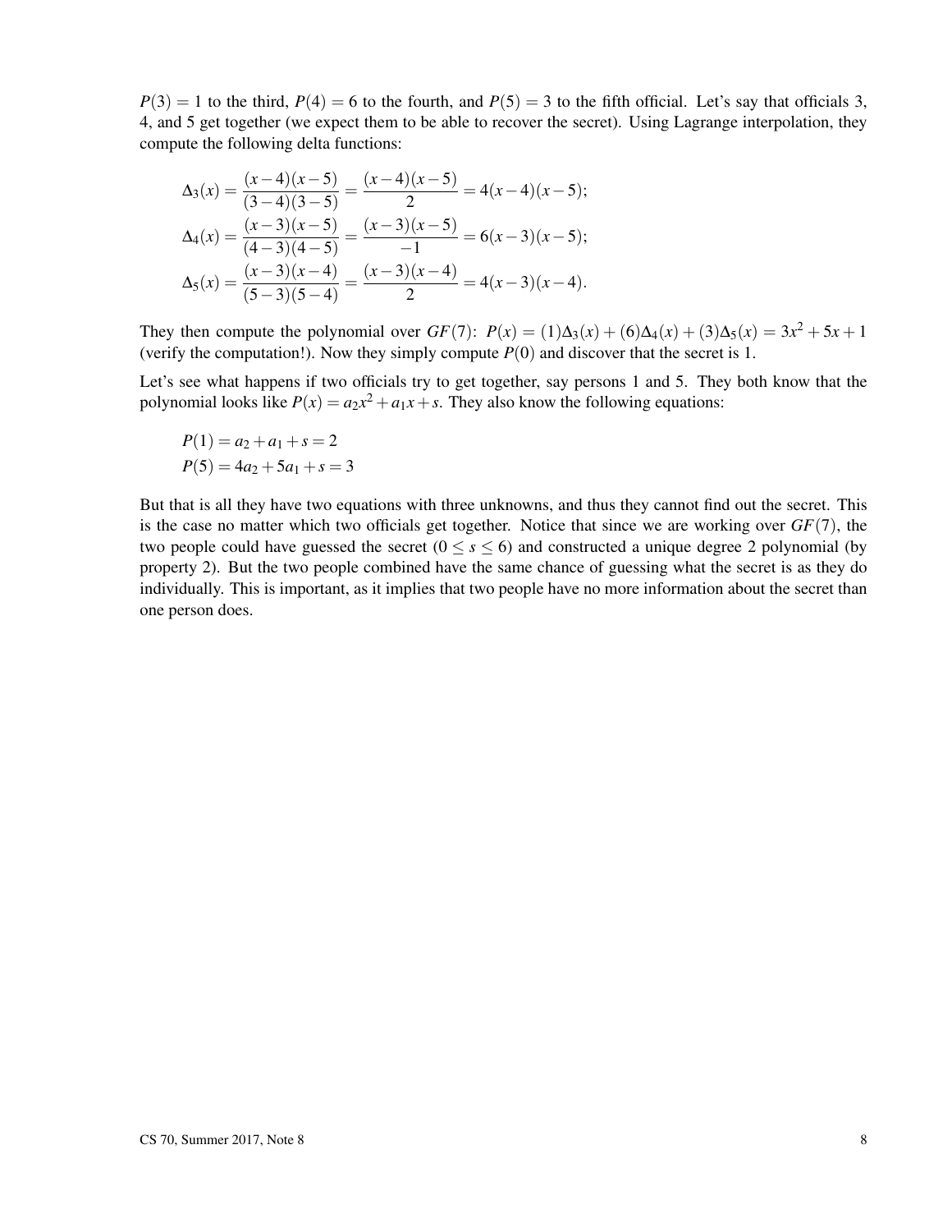$P(3) = 1$ to the third, $P(4) = 6$ to the fourth, and $P(5) = 3$ to the fifth official. Let's say that officials 3, 4, and 5 get together (we expect them to be able to recover the secret). Using Lagrange interpolation, they compute the following delta functions:

$$\Delta_3(x) = \frac{(x-4)(x-5)}{(3-4)(3-5)} = \frac{(x-4)(x-5)}{2} = 4(x-4)(x-5);$$
$$\Delta_4(x) = \frac{(x-3)(x-5)}{(4-3)(4-5)} = \frac{(x-3)(x-5)}{-1} = 6(x-3)(x-5);$$
$$\Delta_5(x) = \frac{(x-3)(x-4)}{(5-3)(5-4)} = \frac{(x-3)(x-4)}{2} = 4(x-3)(x-4).$$

They then compute the polynomial over $GF(7)$: $P(x) = (1)\Delta_3(x) + (6)\Delta_4(x) + (3)\Delta_5(x) = 3x^2 + 5x + 1$ (verify the computation!). Now they simply compute $P(0)$ and discover that the secret is 1.

Let's see what happens if two officials try to get together, say persons 1 and 5. They both know that the polynomial looks like $P(x) = a_2x^2 + a_1x + s$. They also know the following equations:

$$P(1) = a_2 + a_1 + s = 2$$
$$P(5) = 4a_2 + 5a_1 + s = 3$$

But that is all they have two equations with three unknowns, and thus they cannot find out the secret. This is the case no matter which two officials get together. Notice that since we are working over $GF(7)$, the two people could have guessed the secret ($0 \leq s \leq 6$) and constructed a unique degree 2 polynomial (by property 2). But the two people combined have the same chance of guessing what the secret is as they do individually. This is important, as it implies that two people have no more information about the secret than one person does.